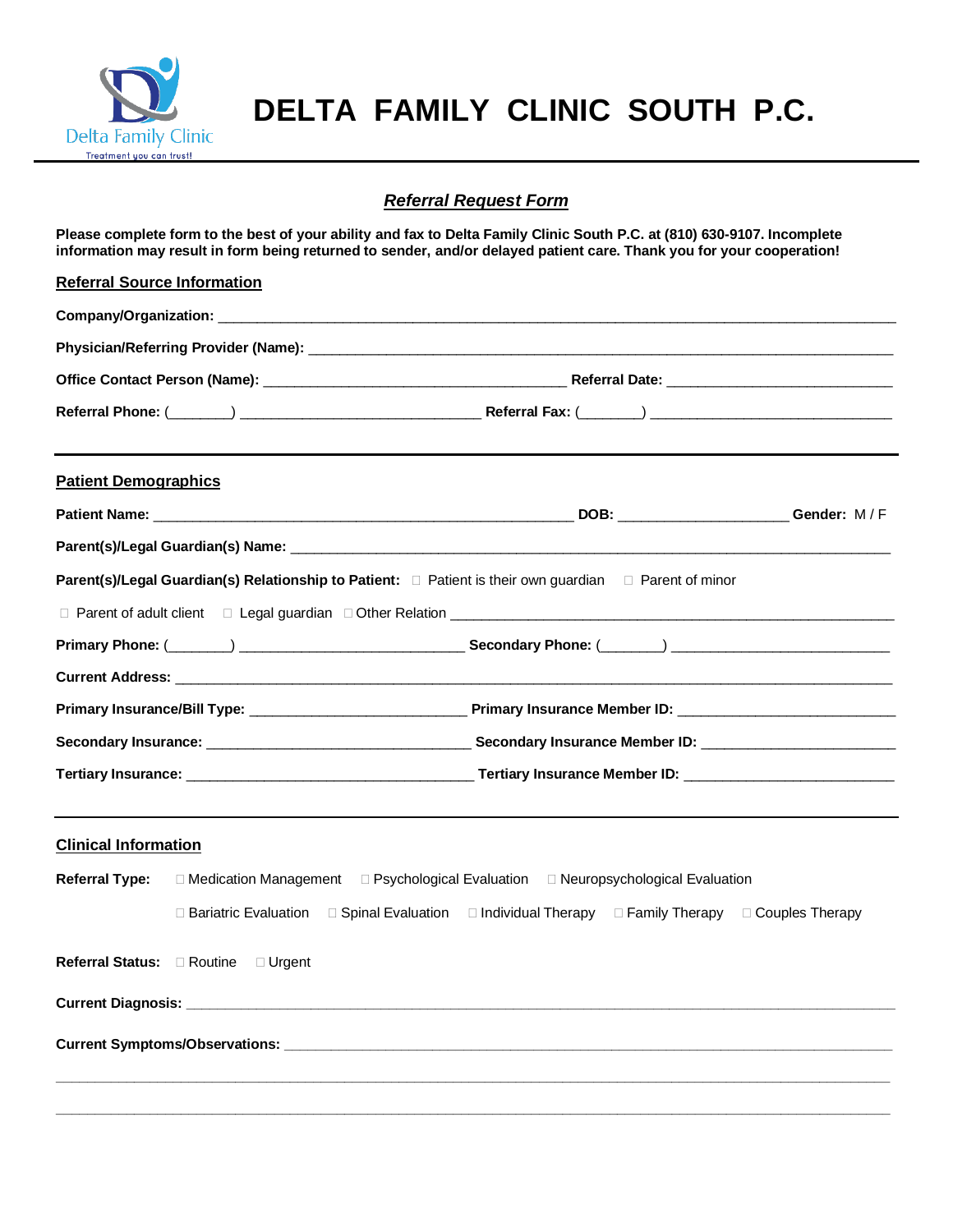# DELTA FAMILY CLINIC SOUTH P.C.

Delta Family Clinic
Treatment you can trust!

## *Referral Request Form*

**Please complete form to the best of your ability and fax to Delta Family Clinic South P.C. at (810) 630-9107. Incomplete information may result in form being returned to sender, and/or delayed patient care. Thank you for your cooperation!**

### Referral Source Information

**Company/Organization:** ____________________________________________________________________________________

**Physician/Referring Provider (Name):** ____________________________________________________________________________

**Office Contact Person (Name):** ____________________________________ **Referral Date:** ___________________________

**Referral Phone:** (_______) ______________________________ **Referral Fax:** (_______) ______________________________

---

### Patient Demographics

**Patient Name:** ____________________________________________________ **DOB:** ____________________ **Gender:** M / F

**Parent(s)/Legal Guardian(s) Name:** _______________________________________________________________________________

**Parent(s)/Legal Guardian(s) Relationship to Patient:** ☐ Patient is their own guardian ☐ Parent of minor

☐ Parent of adult client ☐ Legal guardian ☐ Other Relation ____________________________________________________________

**Primary Phone:** (_______) ____________________________ **Secondary Phone:** (_______) ___________________________

**Current Address:** _______________________________________________________________________________________________

**Primary Insurance/Bill Type:** ___________________________ **Primary Insurance Member ID:** ___________________________

**Secondary Insurance:** _________________________________ **Secondary Insurance Member ID:** _________________________

**Tertiary Insurance:** ___________________________________ **Tertiary Insurance Member ID:** ___________________________

---

### Clinical Information

**Referral Type:** ☐ Medication Management ☐ Psychological Evaluation ☐ Neuropsychological Evaluation

☐ Bariatric Evaluation ☐ Spinal Evaluation ☐ Individual Therapy ☐ Family Therapy ☐ Couples Therapy

**Referral Status:** ☐ Routine ☐ Urgent

**Current Diagnosis:** ______________________________________________________________________________________________

**Current Symptoms/Observations:** _________________________________________________________________________________

_____________________________________________________________________________________________________________

_____________________________________________________________________________________________________________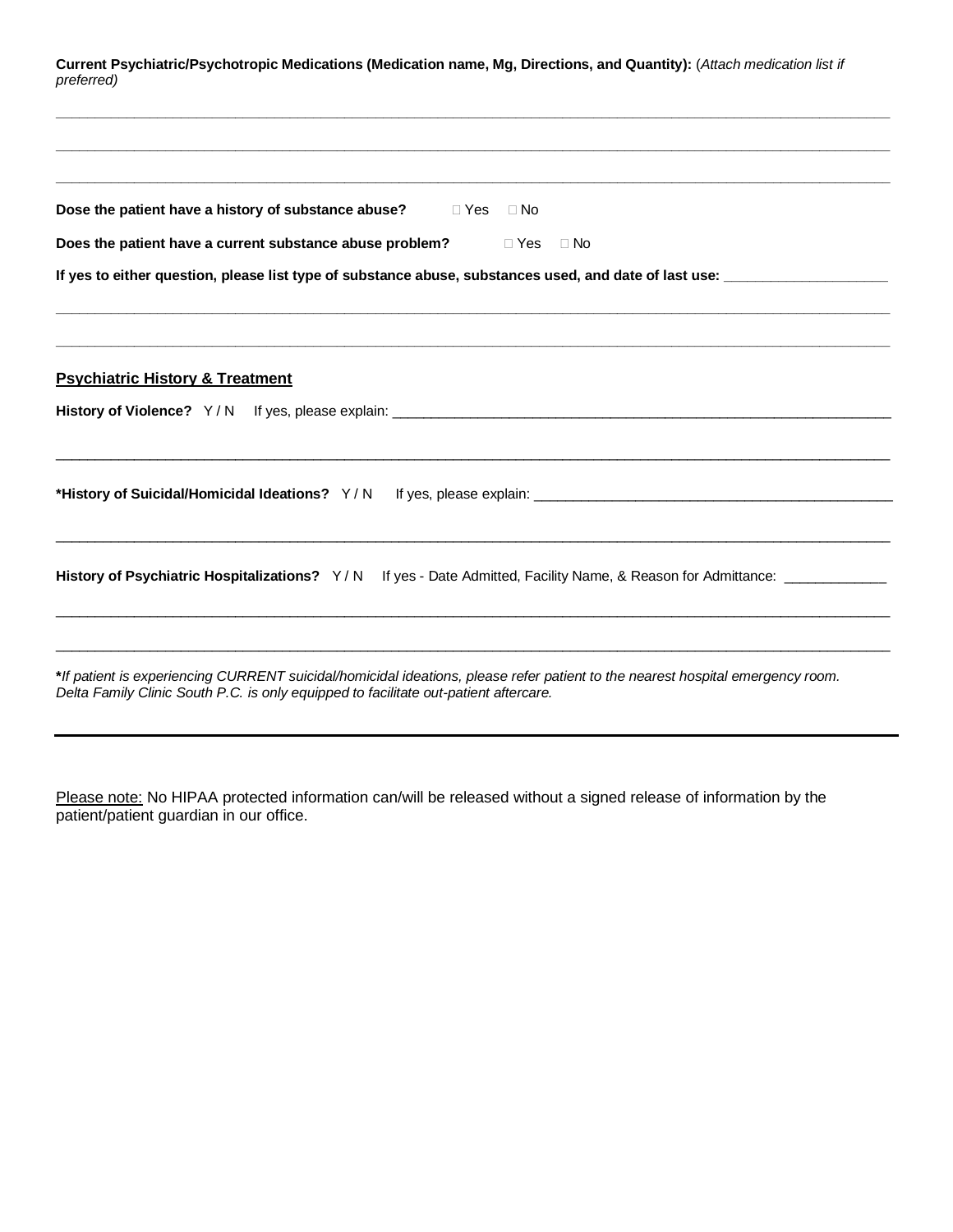**Current Psychiatric/Psychotropic Medications (Medication name, Mg, Directions, and Quantity):** (*Attach medication list if preferred)*

________________________________________________________________________________

________________________________________________________________________________

________________________________________________________________________________

**Dose the patient have a history of substance abuse?** □ Yes □ No

**Does the patient have a current substance abuse problem?** □ Yes □ No

**If yes to either question, please list type of substance abuse, substances used, and date of last use:** ____________________

________________________________________________________________________________

________________________________________________________________________________

**Psychiatric History & Treatment**

**History of Violence?** Y / N If yes, please explain: ____________________________________________________________

________________________________________________________________________________

***History of Suicidal/Homicidal Ideations?** Y / N If yes, please explain: ____________________________________________

________________________________________________________________________________

**History of Psychiatric Hospitalizations?** Y / N If yes - Date Admitted, Facility Name, & Reason for Admittance: ____________

________________________________________________________________________________

________________________________________________________________________________

***If patient is experiencing CURRENT suicidal/homicidal ideations, please refer patient to the nearest hospital emergency room. Delta Family Clinic South P.C. is only equipped to facilitate out-patient aftercare.***

---

Please note: No HIPAA protected information can/will be released without a signed release of information by the patient/patient guardian in our office.